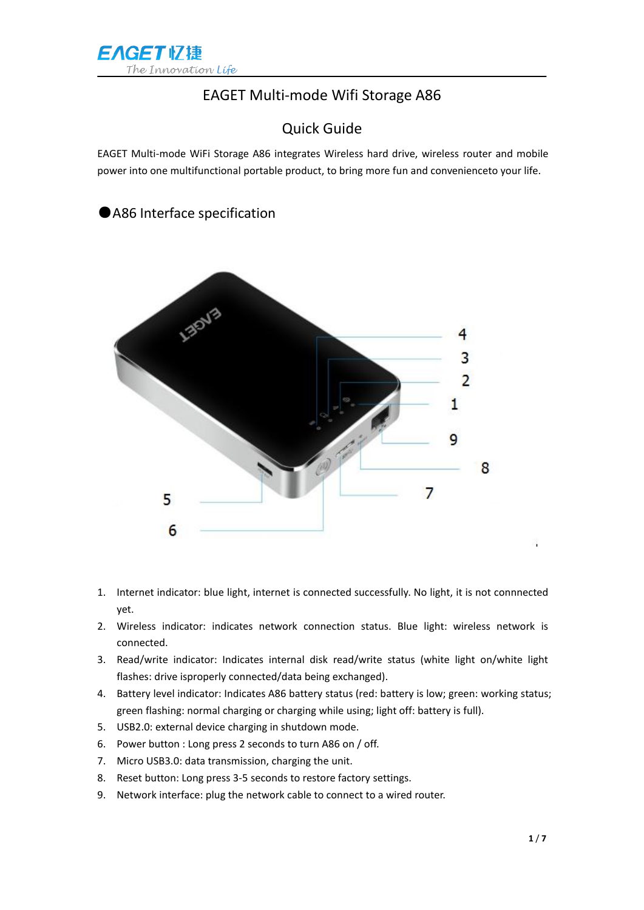# EAGET Multi-mode Wifi Storage A86

## Quick Guide

EAGET Multi-mode WiFi Storage A86 integrates Wireless hard drive, wireless router and mobile power into one multifunctional portable product, to bring more fun and convenienceto your life.

## ●A86 Interface specification

4
3
2
1
9
8
7
5
6

1. Internet indicator: blue light, internet is connected successfully. No light, it is not connnected yet.
2. Wireless indicator: indicates network connection status. Blue light: wireless network is connected.
3. Read/write indicator: Indicates internal disk read/write status (white light on/white light flashes: drive isproperly connected/data being exchanged).
4. Battery level indicator: Indicates A86 battery status (red: battery is low; green: working status; green flashing: normal charging or charging while using; light off: battery is full).
5. USB2.0: external device charging in shutdown mode.
6. Power button : Long press 2 seconds to turn A86 on / off.
7. Micro USB3.0: data transmission, charging the unit.
8. Reset button: Long press 3-5 seconds to restore factory settings.
9. Network interface: plug the network cable to connect to a wired router.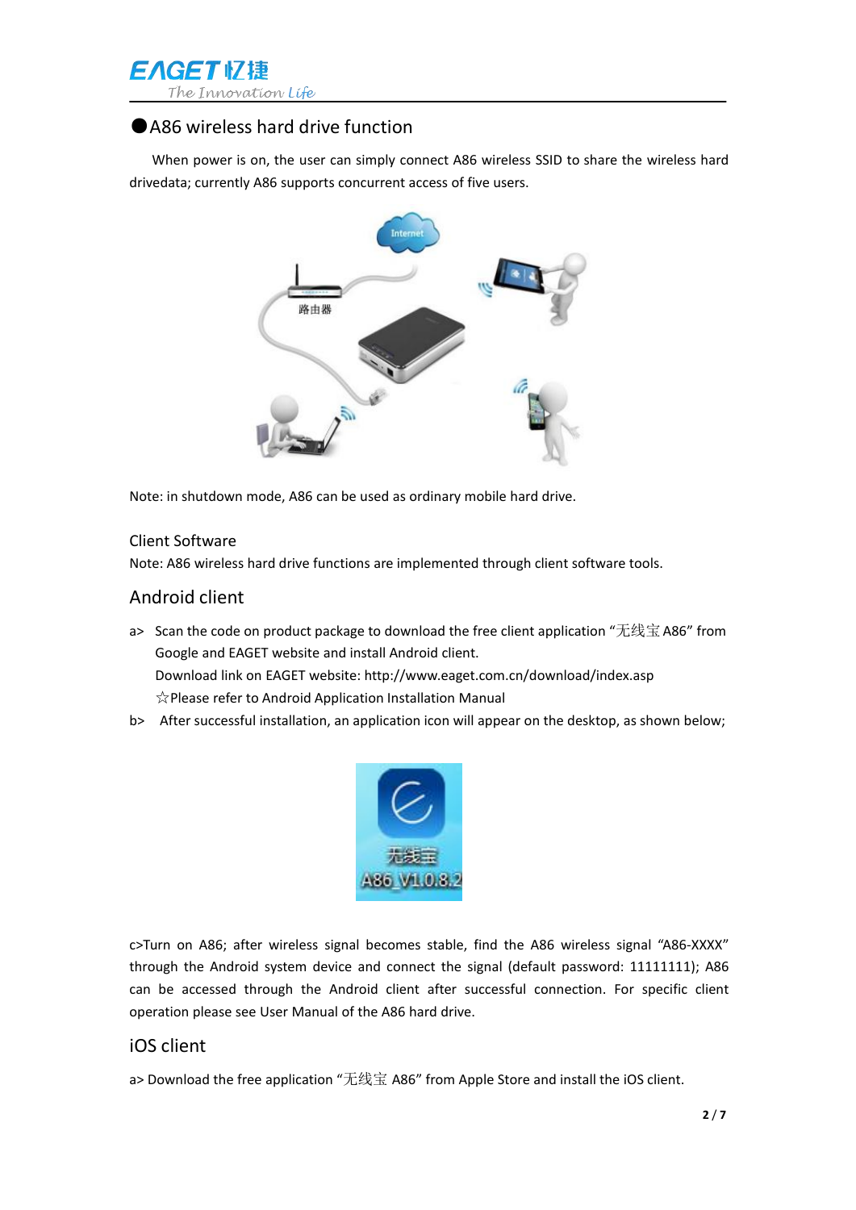## ●A86 wireless hard drive function

When power is on, the user can simply connect A86 wireless SSID to share the wireless hard drivedata; currently A86 supports concurrent access of five users.

Note: in shutdown mode, A86 can be used as ordinary mobile hard drive.

### Client Software

Note: A86 wireless hard drive functions are implemented through client software tools.

## Android client

a> Scan the code on product package to download the free client application "无线宝 A86" from Google and EAGET website and install Android client.
Download link on EAGET website: http://www.eaget.com.cn/download/index.asp
☆Please refer to Android Application Installation Manual

b> After successful installation, an application icon will appear on the desktop, as shown below;

c>Turn on A86; after wireless signal becomes stable, find the A86 wireless signal "A86-XXXX" through the Android system device and connect the signal (default password: 11111111); A86 can be accessed through the Android client after successful connection. For specific client operation please see User Manual of the A86 hard drive.

## iOS client

a> Download the free application "无线宝 A86" from Apple Store and install the iOS client.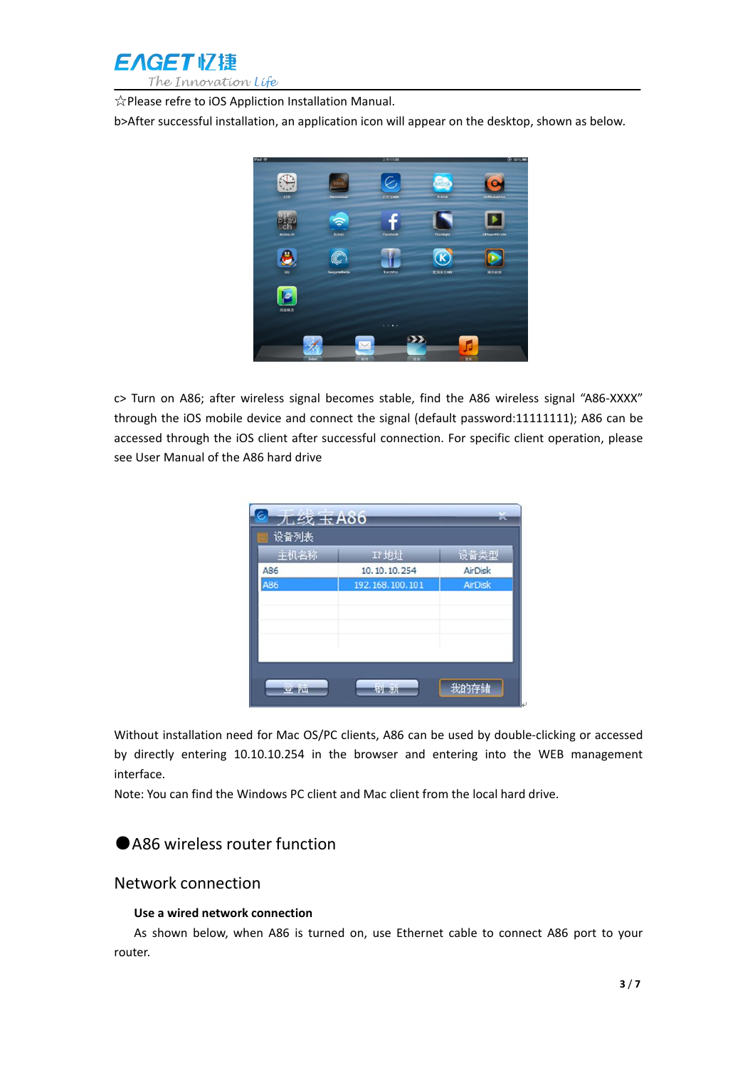☆Please refre to iOS Appliction Installation Manual.

b>After successful installation, an application icon will appear on the desktop, shown as below.

c> Turn on A86; after wireless signal becomes stable, find the A86 wireless signal “A86-XXXX” through the iOS mobile device and connect the signal (default password:11111111); A86 can be accessed through the iOS client after successful connection. For specific client operation, please see User Manual of the A86 hard drive

Without installation need for Mac OS/PC clients, A86 can be used by double-clicking or accessed by directly entering 10.10.10.254 in the browser and entering into the WEB management interface.

Note: You can find the Windows PC client and Mac client from the local hard drive.

## ●A86 wireless router function

### Network connection

**Use a wired network connection**

As shown below, when A86 is turned on, use Ethernet cable to connect A86 port to your router.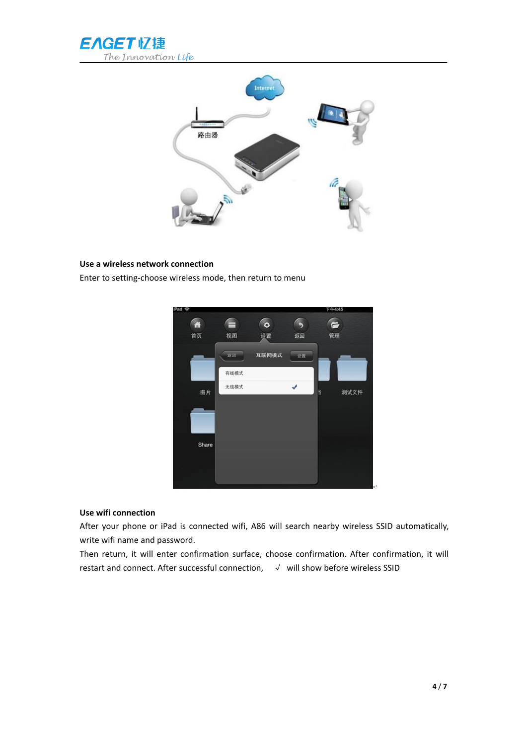**Use a wireless network connection**

Enter to setting-choose wireless mode, then return to menu

**Use wifi connection**

After your phone or iPad is connected wifi, A86 will search nearby wireless SSID automatically, write wifi name and password.

Then return, it will enter confirmation surface, choose confirmation. After confirmation, it will restart and connect. After successful connection, √ will show before wireless SSID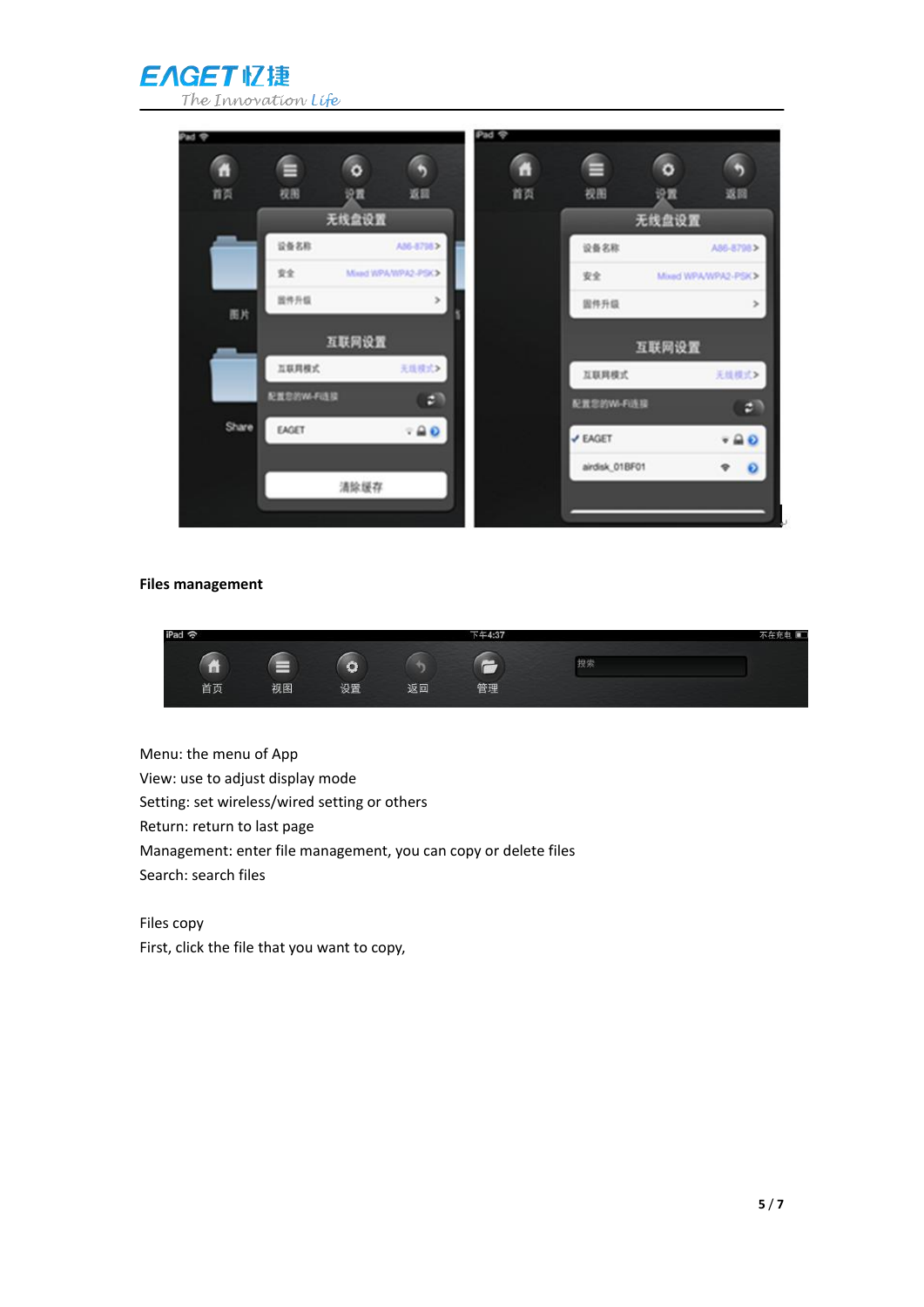**Files management**

Menu: the menu of App
View: use to adjust display mode
Setting: set wireless/wired setting or others
Return: return to last page
Management: enter file management, you can copy or delete files
Search: search files

Files copy
First, click the file that you want to copy,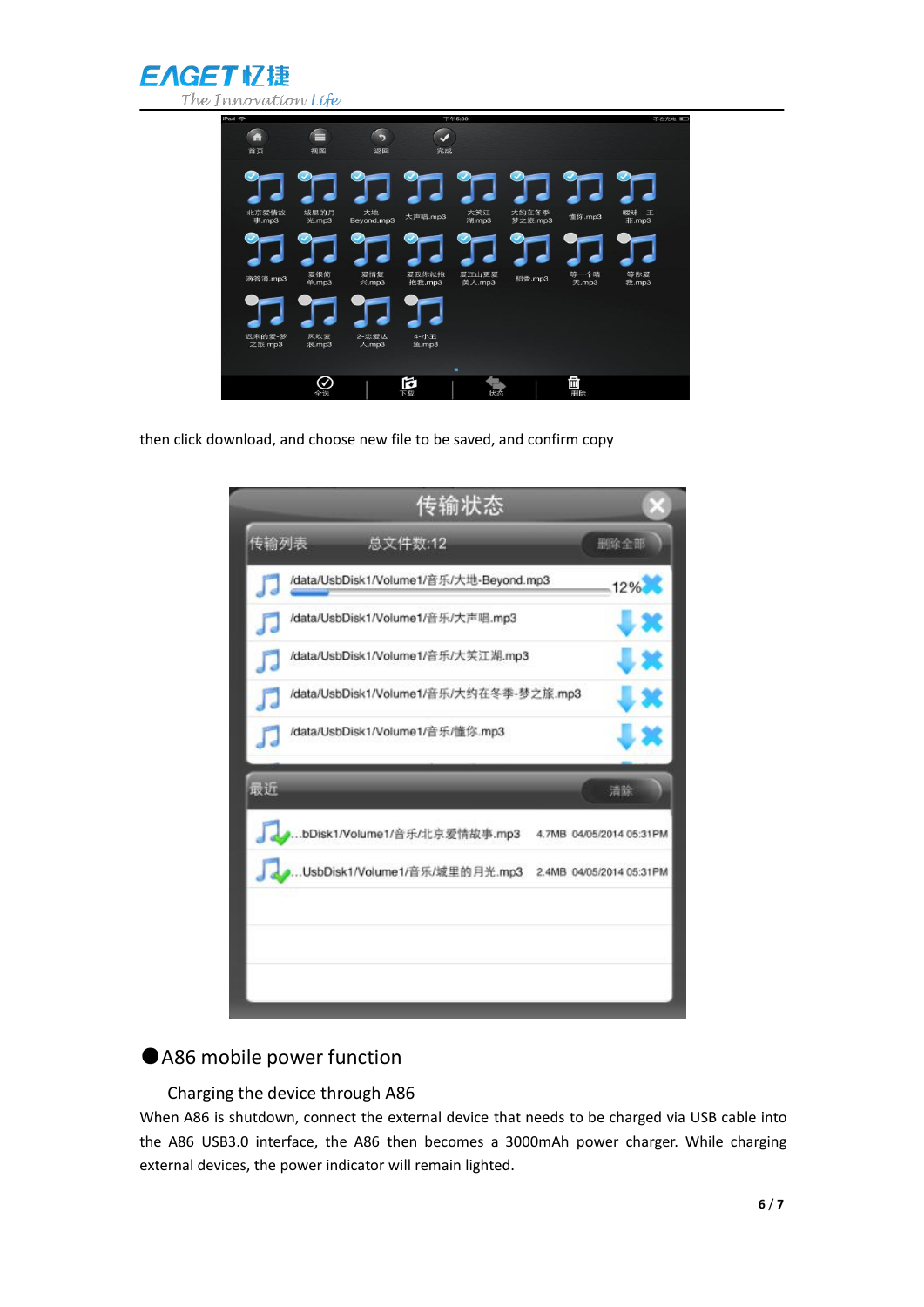then click download, and choose new file to be saved, and confirm copy

## ●A86 mobile power function

### Charging the device through A86

When A86 is shutdown, connect the external device that needs to be charged via USB cable into the A86 USB3.0 interface, the A86 then becomes a 3000mAh power charger. While charging external devices, the power indicator will remain lighted.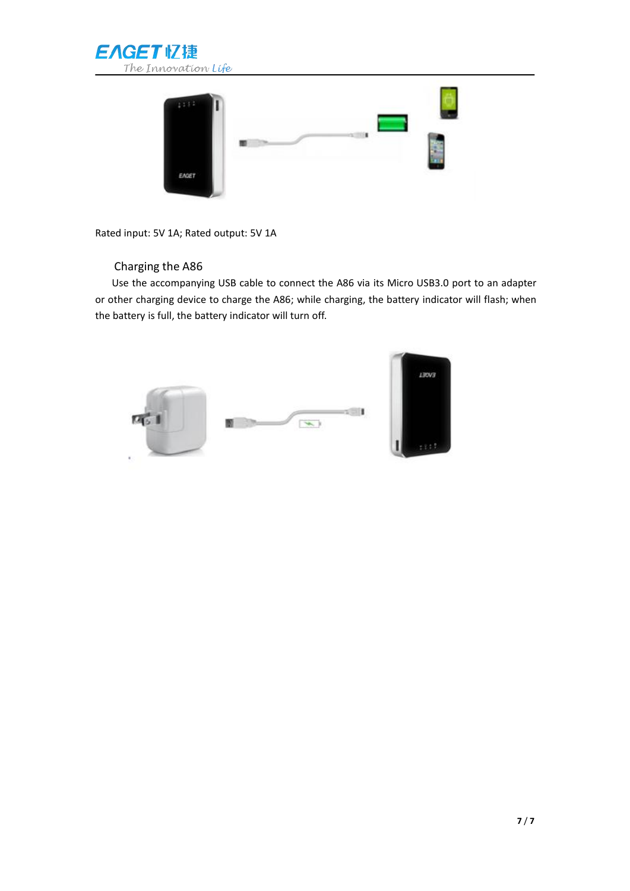Rated input: 5V 1A; Rated output: 5V 1A

## Charging the A86

Use the accompanying USB cable to connect the A86 via its Micro USB3.0 port to an adapter or other charging device to charge the A86; while charging, the battery indicator will flash; when the battery is full, the battery indicator will turn off.